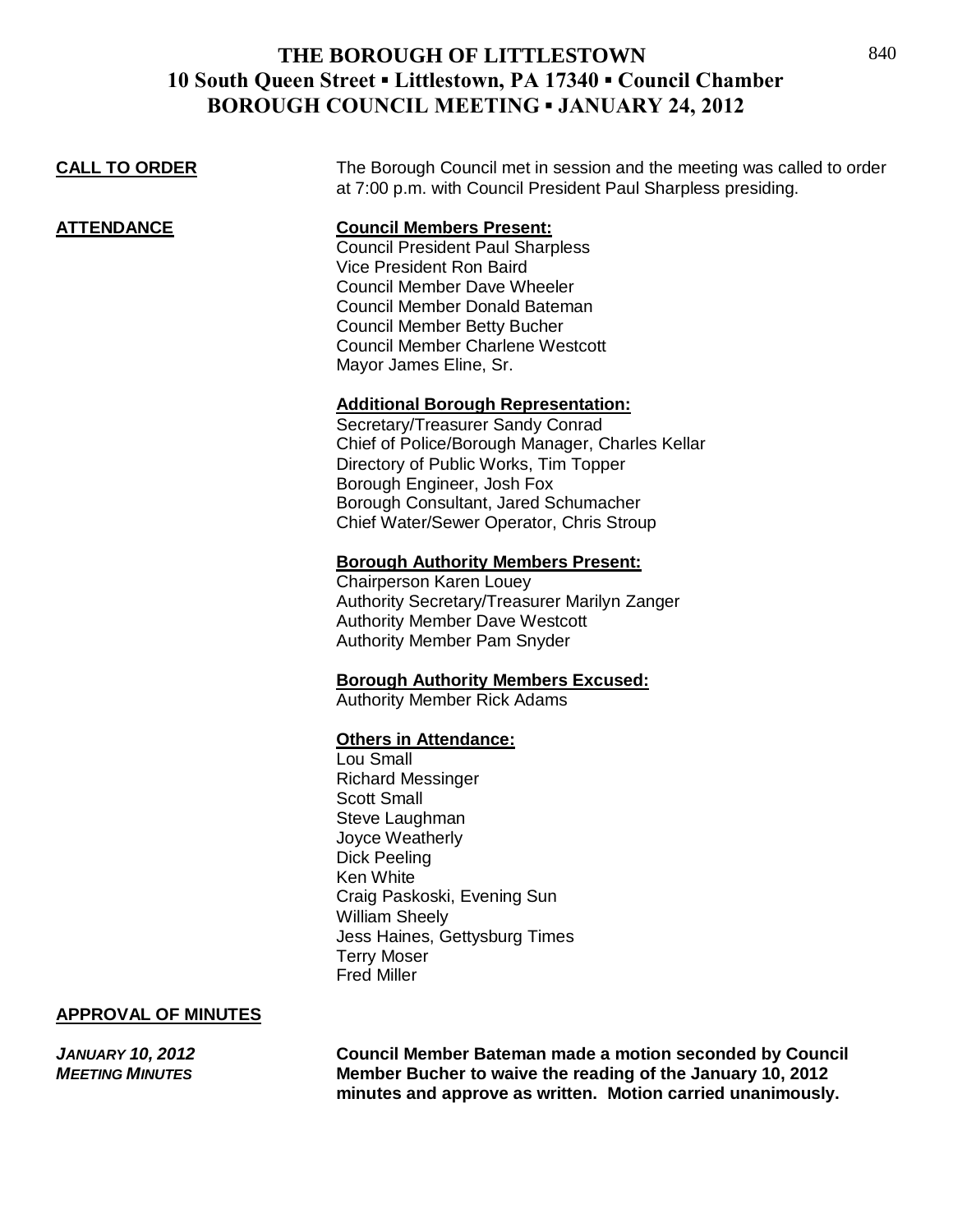# THE BOROUGH OF LITTLESTOWN
## 10 South Queen Street ▪ Littlestown, PA 17340 ▪ Council Chamber
## BOROUGH COUNCIL MEETING ▪ JANUARY 24, 2012

**CALL TO ORDER**

The Borough Council met in session and the meeting was called to order at 7:00 p.m. with Council President Paul Sharpless presiding.

**ATTENDANCE**

**Council Members Present:**

Council President Paul Sharpless
Vice President Ron Baird
Council Member Dave Wheeler
Council Member Donald Bateman
Council Member Betty Bucher
Council Member Charlene Westcott
Mayor James Eline, Sr.

**Additional Borough Representation:**

Secretary/Treasurer Sandy Conrad
Chief of Police/Borough Manager, Charles Kellar
Directory of Public Works, Tim Topper
Borough Engineer, Josh Fox
Borough Consultant, Jared Schumacher
Chief Water/Sewer Operator, Chris Stroup

**Borough Authority Members Present:**

Chairperson Karen Louey
Authority Secretary/Treasurer Marilyn Zanger
Authority Member Dave Westcott
Authority Member Pam Snyder

**Borough Authority Members Excused:**

Authority Member Rick Adams

**Others in Attendance:**

Lou Small
Richard Messinger
Scott Small
Steve Laughman
Joyce Weatherly
Dick Peeling
Ken White
Craig Paskoski, Evening Sun
William Sheely
Jess Haines, Gettysburg Times
Terry Moser
Fred Miller

**APPROVAL OF MINUTES**

***JANUARY 10, 2012 MEETING MINUTES***

**Council Member Bateman made a motion seconded by Council Member Bucher to waive the reading of the January 10, 2012 minutes and approve as written. Motion carried unanimously.**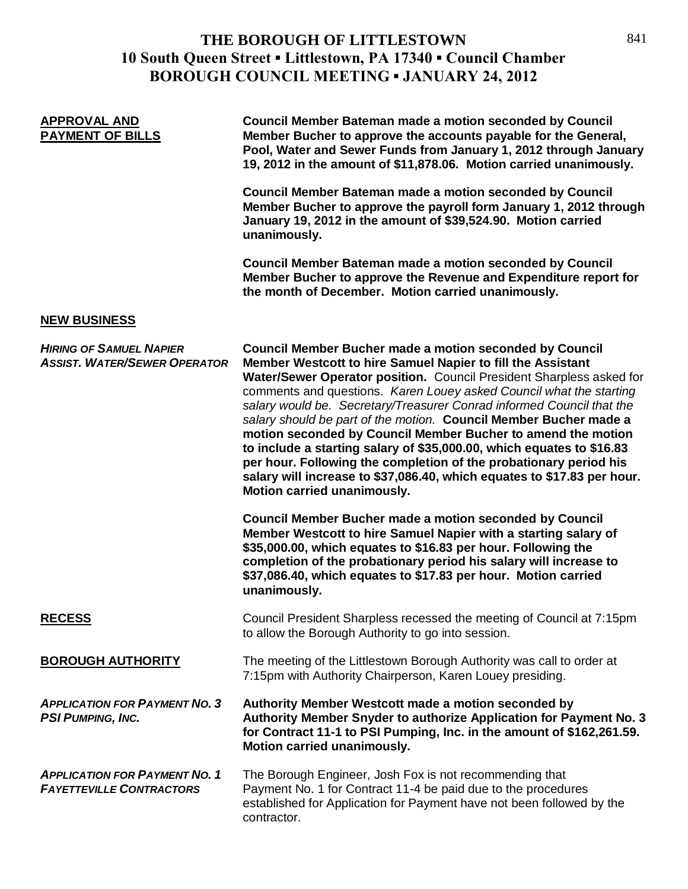# THE BOROUGH OF LITTLESTOWN
## 10 South Queen Street ▪ Littlestown, PA 17340 ▪ Council Chamber
## BOROUGH COUNCIL MEETING ▪ JANUARY 24, 2012

**APPROVAL AND PAYMENT OF BILLS**

**Council Member Bateman made a motion seconded by Council Member Bucher to approve the accounts payable for the General, Pool, Water and Sewer Funds from January 1, 2012 through January 19, 2012 in the amount of $11,878.06. Motion carried unanimously.**

**Council Member Bateman made a motion seconded by Council Member Bucher to approve the payroll form January 1, 2012 through January 19, 2012 in the amount of $39,524.90. Motion carried unanimously.**

**Council Member Bateman made a motion seconded by Council Member Bucher to approve the Revenue and Expenditure report for the month of December. Motion carried unanimously.**

**NEW BUSINESS**

***HIRING OF SAMUEL NAPIER ASSIST. WATER/SEWER OPERATOR***

**Council Member Bucher made a motion seconded by Council Member Westcott to hire Samuel Napier to fill the Assistant Water/Sewer Operator position.** Council President Sharpless asked for comments and questions. *Karen Louey asked Council what the starting salary would be. Secretary/Treasurer Conrad informed Council that the salary should be part of the motion.* **Council Member Bucher made a motion seconded by Council Member Bucher to amend the motion to include a starting salary of $35,000.00, which equates to $16.83 per hour. Following the completion of the probationary period his salary will increase to $37,086.40, which equates to $17.83 per hour. Motion carried unanimously.**

**Council Member Bucher made a motion seconded by Council Member Westcott to hire Samuel Napier with a starting salary of $35,000.00, which equates to $16.83 per hour. Following the completion of the probationary period his salary will increase to $37,086.40, which equates to $17.83 per hour. Motion carried unanimously.**

**RECESS**

Council President Sharpless recessed the meeting of Council at 7:15pm to allow the Borough Authority to go into session.

**BOROUGH AUTHORITY**

The meeting of the Littlestown Borough Authority was call to order at 7:15pm with Authority Chairperson, Karen Louey presiding.

***APPLICATION FOR PAYMENT NO. 3 PSI PUMPING, INC.***

**Authority Member Westcott made a motion seconded by Authority Member Snyder to authorize Application for Payment No. 3 for Contract 11-1 to PSI Pumping, Inc. in the amount of $162,261.59. Motion carried unanimously.**

***APPLICATION FOR PAYMENT NO. 1 FAYETTEVILLE CONTRACTORS***

The Borough Engineer, Josh Fox is not recommending that Payment No. 1 for Contract 11-4 be paid due to the procedures established for Application for Payment have not been followed by the contractor.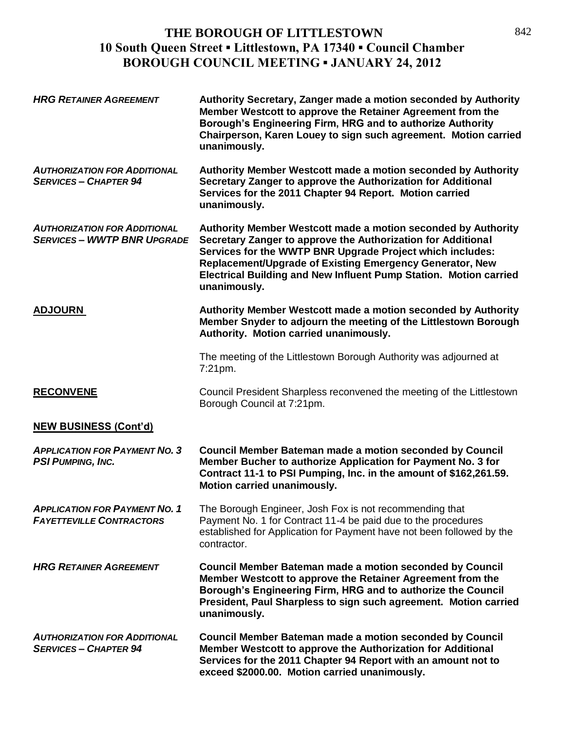# THE BOROUGH OF LITTLESTOWN
## 10 South Queen Street ▪ Littlestown, PA 17340 ▪ Council Chamber
## BOROUGH COUNCIL MEETING ▪ JANUARY 24, 2012

***HRG RETAINER AGREEMENT***

**Authority Secretary, Zanger made a motion seconded by Authority Member Westcott to approve the Retainer Agreement from the Borough's Engineering Firm, HRG and to authorize Authority Chairperson, Karen Louey to sign such agreement. Motion carried unanimously.**

***AUTHORIZATION FOR ADDITIONAL SERVICES – CHAPTER 94***

**Authority Member Westcott made a motion seconded by Authority Secretary Zanger to approve the Authorization for Additional Services for the 2011 Chapter 94 Report. Motion carried unanimously.**

***AUTHORIZATION FOR ADDITIONAL SERVICES – WWTP BNR UPGRADE***

**Authority Member Westcott made a motion seconded by Authority Secretary Zanger to approve the Authorization for Additional Services for the WWTP BNR Upgrade Project which includes: Replacement/Upgrade of Existing Emergency Generator, New Electrical Building and New Influent Pump Station. Motion carried unanimously.**

**ADJOURN**

**Authority Member Westcott made a motion seconded by Authority Member Snyder to adjourn the meeting of the Littlestown Borough Authority. Motion carried unanimously.**

The meeting of the Littlestown Borough Authority was adjourned at 7:21pm.

**RECONVENE**

Council President Sharpless reconvened the meeting of the Littlestown Borough Council at 7:21pm.

**NEW BUSINESS (Cont'd)**

***APPLICATION FOR PAYMENT NO. 3 PSI PUMPING, INC.***

**Council Member Bateman made a motion seconded by Council Member Bucher to authorize Application for Payment No. 3 for Contract 11-1 to PSI Pumping, Inc. in the amount of $162,261.59. Motion carried unanimously.**

***APPLICATION FOR PAYMENT NO. 1 FAYETTEVILLE CONTRACTORS***

The Borough Engineer, Josh Fox is not recommending that Payment No. 1 for Contract 11-4 be paid due to the procedures established for Application for Payment have not been followed by the contractor.

***HRG RETAINER AGREEMENT***

**Council Member Bateman made a motion seconded by Council Member Westcott to approve the Retainer Agreement from the Borough's Engineering Firm, HRG and to authorize the Council President, Paul Sharpless to sign such agreement. Motion carried unanimously.**

***AUTHORIZATION FOR ADDITIONAL SERVICES – CHAPTER 94***

**Council Member Bateman made a motion seconded by Council Member Westcott to approve the Authorization for Additional Services for the 2011 Chapter 94 Report with an amount not to exceed $2000.00. Motion carried unanimously.**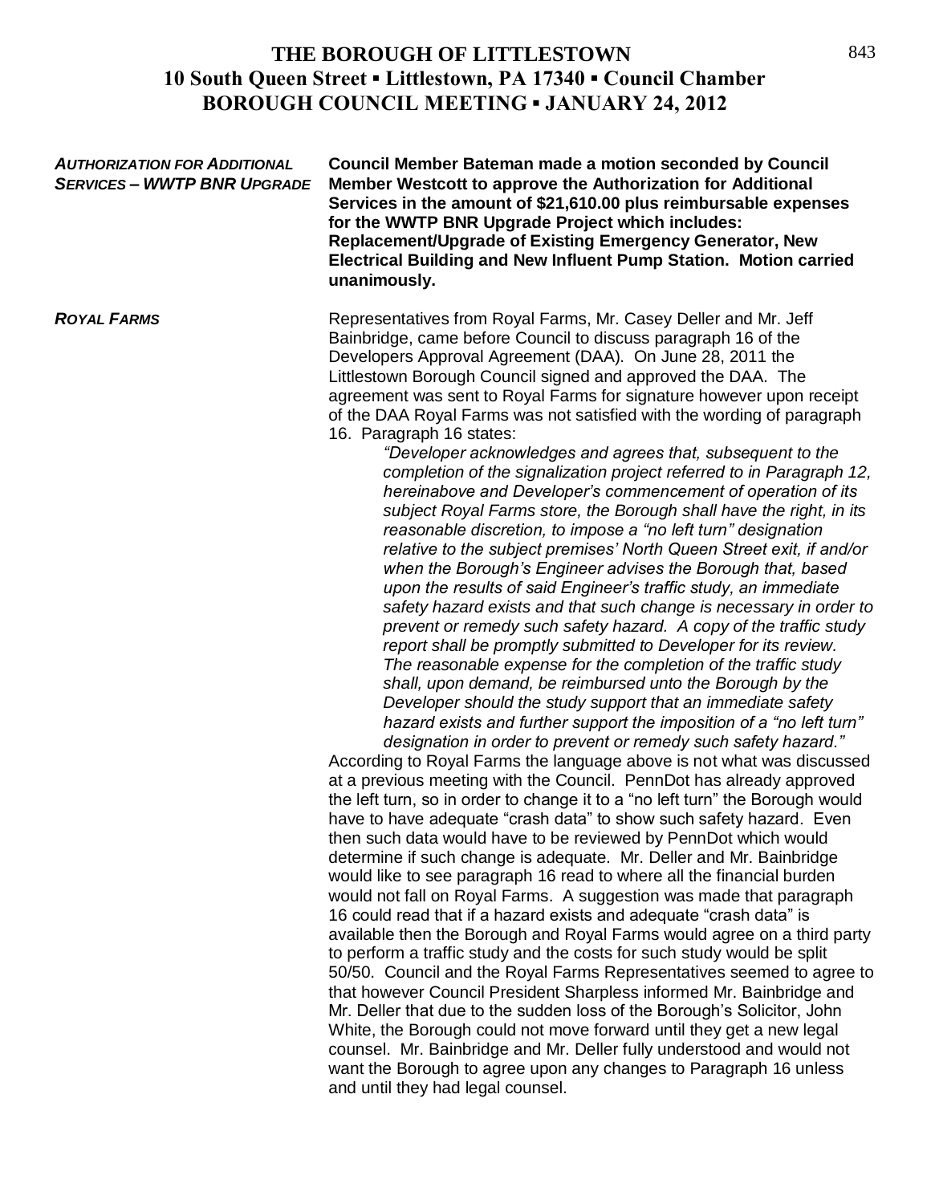**THE BOROUGH OF LITTLESTOWN**
**10 South Queen Street ▪ Littlestown, PA 17340 ▪ Council Chamber**
**BOROUGH COUNCIL MEETING ▪ JANUARY 24, 2012**

***AUTHORIZATION FOR ADDITIONAL SERVICES – WWTP BNR UPGRADE***

**Council Member Bateman made a motion seconded by Council Member Westcott to approve the Authorization for Additional Services in the amount of $21,610.00 plus reimbursable expenses for the WWTP BNR Upgrade Project which includes: Replacement/Upgrade of Existing Emergency Generator, New Electrical Building and New Influent Pump Station. Motion carried unanimously.**

***ROYAL FARMS***

Representatives from Royal Farms, Mr. Casey Deller and Mr. Jeff Bainbridge, came before Council to discuss paragraph 16 of the Developers Approval Agreement (DAA). On June 28, 2011 the Littlestown Borough Council signed and approved the DAA. The agreement was sent to Royal Farms for signature however upon receipt of the DAA Royal Farms was not satisfied with the wording of paragraph 16. Paragraph 16 states:

> *"Developer acknowledges and agrees that, subsequent to the completion of the signalization project referred to in Paragraph 12, hereinabove and Developer's commencement of operation of its subject Royal Farms store, the Borough shall have the right, in its reasonable discretion, to impose a "no left turn" designation relative to the subject premises' North Queen Street exit, if and/or when the Borough's Engineer advises the Borough that, based upon the results of said Engineer's traffic study, an immediate safety hazard exists and that such change is necessary in order to prevent or remedy such safety hazard. A copy of the traffic study report shall be promptly submitted to Developer for its review. The reasonable expense for the completion of the traffic study shall, upon demand, be reimbursed unto the Borough by the Developer should the study support that an immediate safety hazard exists and further support the imposition of a "no left turn" designation in order to prevent or remedy such safety hazard."*

According to Royal Farms the language above is not what was discussed at a previous meeting with the Council. PennDot has already approved the left turn, so in order to change it to a "no left turn" the Borough would have to have adequate "crash data" to show such safety hazard. Even then such data would have to be reviewed by PennDot which would determine if such change is adequate. Mr. Deller and Mr. Bainbridge would like to see paragraph 16 read to where all the financial burden would not fall on Royal Farms. A suggestion was made that paragraph 16 could read that if a hazard exists and adequate "crash data" is available then the Borough and Royal Farms would agree on a third party to perform a traffic study and the costs for such study would be split 50/50. Council and the Royal Farms Representatives seemed to agree to that however Council President Sharpless informed Mr. Bainbridge and Mr. Deller that due to the sudden loss of the Borough's Solicitor, John White, the Borough could not move forward until they get a new legal counsel. Mr. Bainbridge and Mr. Deller fully understood and would not want the Borough to agree upon any changes to Paragraph 16 unless and until they had legal counsel.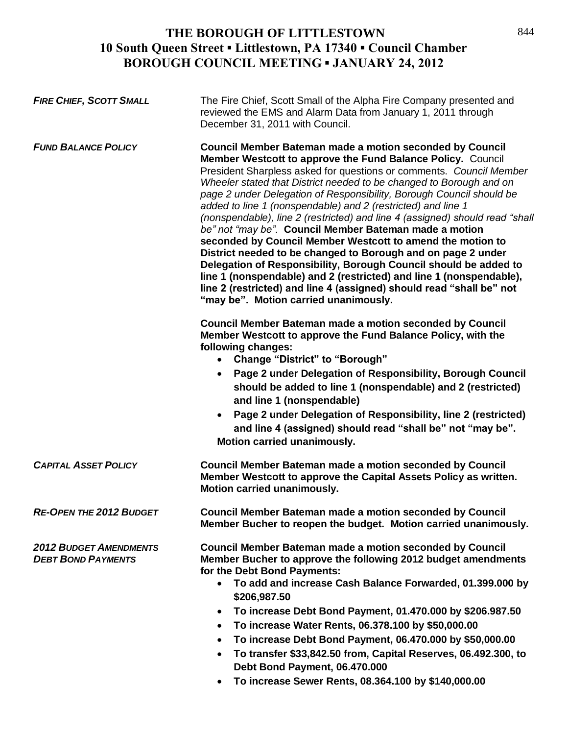# THE BOROUGH OF LITTLESTOWN
## 10 South Queen Street ▪ Littlestown, PA 17340 ▪ Council Chamber
## BOROUGH COUNCIL MEETING ▪ JANUARY 24, 2012

***FIRE CHIEF, SCOTT SMALL***

The Fire Chief, Scott Small of the Alpha Fire Company presented and reviewed the EMS and Alarm Data from January 1, 2011 through December 31, 2011 with Council.

***FUND BALANCE POLICY***

**Council Member Bateman made a motion seconded by Council Member Westcott to approve the Fund Balance Policy.** Council President Sharpless asked for questions or comments. *Council Member Wheeler stated that District needed to be changed to Borough and on page 2 under Delegation of Responsibility, Borough Council should be added to line 1 (nonspendable) and 2 (restricted) and line 1 (nonspendable), line 2 (restricted) and line 4 (assigned) should read "shall be" not "may be".* **Council Member Bateman made a motion seconded by Council Member Westcott to amend the motion to District needed to be changed to Borough and on page 2 under Delegation of Responsibility, Borough Council should be added to line 1 (nonspendable) and 2 (restricted) and line 1 (nonspendable), line 2 (restricted) and line 4 (assigned) should read "shall be" not "may be". Motion carried unanimously.**

**Council Member Bateman made a motion seconded by Council Member Westcott to approve the Fund Balance Policy, with the following changes:**

- **Change "District" to "Borough"**
- **Page 2 under Delegation of Responsibility, Borough Council should be added to line 1 (nonspendable) and 2 (restricted) and line 1 (nonspendable)**
- **Page 2 under Delegation of Responsibility, line 2 (restricted) and line 4 (assigned) should read "shall be" not "may be".**

**Motion carried unanimously.**

***CAPITAL ASSET POLICY***

**Council Member Bateman made a motion seconded by Council Member Westcott to approve the Capital Assets Policy as written. Motion carried unanimously.**

***RE-OPEN THE 2012 BUDGET***

**Council Member Bateman made a motion seconded by Council Member Bucher to reopen the budget. Motion carried unanimously.**

***2012 BUDGET AMENDMENTS DEBT BOND PAYMENTS***

**Council Member Bateman made a motion seconded by Council Member Bucher to approve the following 2012 budget amendments for the Debt Bond Payments:**

- **To add and increase Cash Balance Forwarded, 01.399.000 by $206,987.50**
- **To increase Debt Bond Payment, 01.470.000 by $206.987.50**
- **To increase Water Rents, 06.378.100 by $50,000.00**
- **To increase Debt Bond Payment, 06.470.000 by $50,000.00**
- **To transfer $33,842.50 from, Capital Reserves, 06.492.300, to Debt Bond Payment, 06.470.000**
- **To increase Sewer Rents, 08.364.100 by $140,000.00**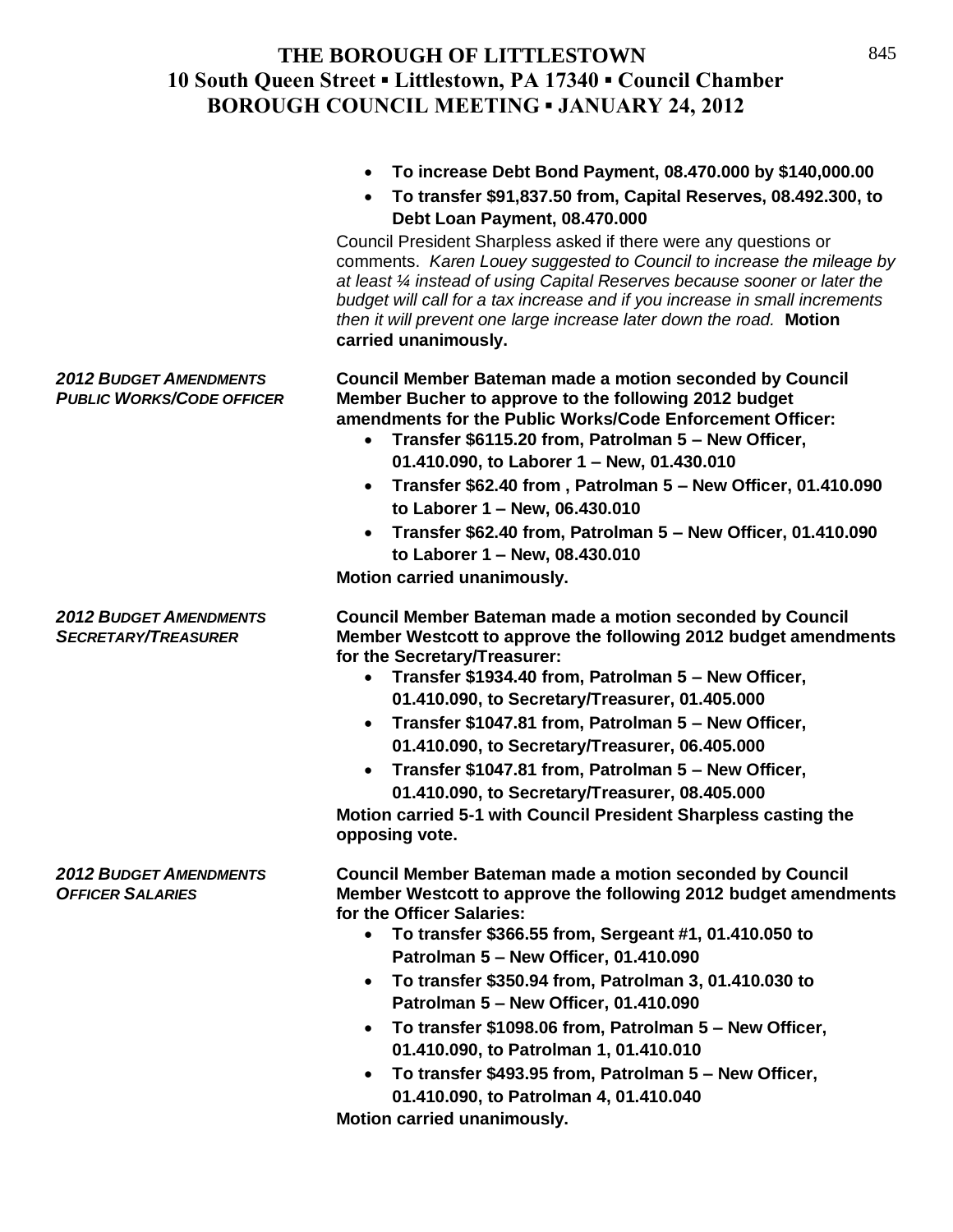- **To increase Debt Bond Payment, 08.470.000 by $140,000.00**
- **To transfer $91,837.50 from, Capital Reserves, 08.492.300, to Debt Loan Payment, 08.470.000**

Council President Sharpless asked if there were any questions or comments. *Karen Louey suggested to Council to increase the mileage by at least ¼ instead of using Capital Reserves because sooner or later the budget will call for a tax increase and if you increase in small increments then it will prevent one large increase later down the road.* **Motion carried unanimously.**

***2012 BUDGET AMENDMENTS PUBLIC WORKS/CODE OFFICER***

**Council Member Bateman made a motion seconded by Council Member Bucher to approve to the following 2012 budget amendments for the Public Works/Code Enforcement Officer:**

- **Transfer $6115.20 from, Patrolman 5 – New Officer, 01.410.090, to Laborer 1 – New, 01.430.010**
- **Transfer $62.40 from , Patrolman 5 – New Officer, 01.410.090 to Laborer 1 – New, 06.430.010**
- **Transfer $62.40 from, Patrolman 5 – New Officer, 01.410.090 to Laborer 1 – New, 08.430.010**

**Motion carried unanimously.**

***2012 BUDGET AMENDMENTS SECRETARY/TREASURER***

**Council Member Bateman made a motion seconded by Council Member Westcott to approve the following 2012 budget amendments for the Secretary/Treasurer:**

- **Transfer $1934.40 from, Patrolman 5 – New Officer, 01.410.090, to Secretary/Treasurer, 01.405.000**
- **Transfer $1047.81 from, Patrolman 5 – New Officer, 01.410.090, to Secretary/Treasurer, 06.405.000**
- **Transfer $1047.81 from, Patrolman 5 – New Officer, 01.410.090, to Secretary/Treasurer, 08.405.000**

**Motion carried 5-1 with Council President Sharpless casting the opposing vote.**

***2012 BUDGET AMENDMENTS OFFICER SALARIES***

**Council Member Bateman made a motion seconded by Council Member Westcott to approve the following 2012 budget amendments for the Officer Salaries:**

- **To transfer $366.55 from, Sergeant #1, 01.410.050 to Patrolman 5 – New Officer, 01.410.090**
- **To transfer $350.94 from, Patrolman 3, 01.410.030 to Patrolman 5 – New Officer, 01.410.090**
- **To transfer $1098.06 from, Patrolman 5 – New Officer, 01.410.090, to Patrolman 1, 01.410.010**
- **To transfer $493.95 from, Patrolman 5 – New Officer, 01.410.090, to Patrolman 4, 01.410.040**

**Motion carried unanimously.**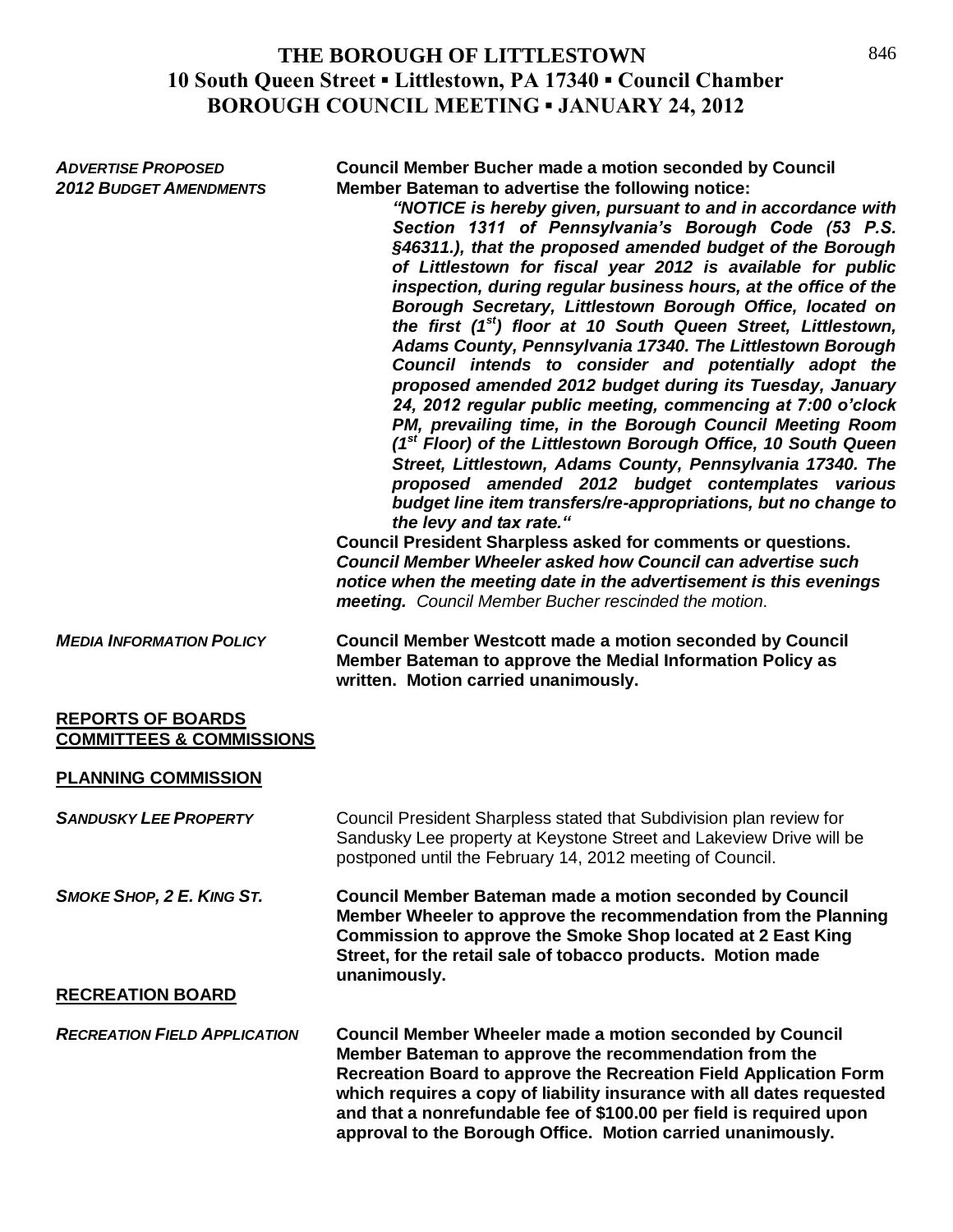**THE BOROUGH OF LITTLESTOWN**
**10 South Queen Street ▪ Littlestown, PA 17340 ▪ Council Chamber**
**BOROUGH COUNCIL MEETING ▪ JANUARY 24, 2012**

***ADVERTISE PROPOSED 2012 BUDGET AMENDMENTS***

**Council Member Bucher made a motion seconded by Council Member Bateman to advertise the following notice:**

> ***"NOTICE is hereby given, pursuant to and in accordance with Section 1311 of Pennsylvania's Borough Code (53 P.S. §46311.), that the proposed amended budget of the Borough of Littlestown for fiscal year 2012 is available for public inspection, during regular business hours, at the office of the Borough Secretary, Littlestown Borough Office, located on the first (1st) floor at 10 South Queen Street, Littlestown, Adams County, Pennsylvania 17340. The Littlestown Borough Council intends to consider and potentially adopt the proposed amended 2012 budget during its Tuesday, January 24, 2012 regular public meeting, commencing at 7:00 o'clock PM, prevailing time, in the Borough Council Meeting Room (1st Floor) of the Littlestown Borough Office, 10 South Queen Street, Littlestown, Adams County, Pennsylvania 17340. The proposed amended 2012 budget contemplates various budget line item transfers/re-appropriations, but no change to the levy and tax rate."***

**Council President Sharpless asked for comments or questions.** ***Council Member Wheeler asked how Council can advertise such notice when the meeting date in the advertisement is this evenings meeting.*** *Council Member Bucher rescinded the motion.*

***MEDIA INFORMATION POLICY***

**Council Member Westcott made a motion seconded by Council Member Bateman to approve the Medial Information Policy as written. Motion carried unanimously.**

## REPORTS OF BOARDS COMMITTEES & COMMISSIONS

### PLANNING COMMISSION

***SANDUSKY LEE PROPERTY***

Council President Sharpless stated that Subdivision plan review for Sandusky Lee property at Keystone Street and Lakeview Drive will be postponed until the February 14, 2012 meeting of Council.

***SMOKE SHOP, 2 E. KING ST.***

**Council Member Bateman made a motion seconded by Council Member Wheeler to approve the recommendation from the Planning Commission to approve the Smoke Shop located at 2 East King Street, for the retail sale of tobacco products. Motion made unanimously.**

### RECREATION BOARD

***RECREATION FIELD APPLICATION***

**Council Member Wheeler made a motion seconded by Council Member Bateman to approve the recommendation from the Recreation Board to approve the Recreation Field Application Form which requires a copy of liability insurance with all dates requested and that a nonrefundable fee of $100.00 per field is required upon approval to the Borough Office. Motion carried unanimously.**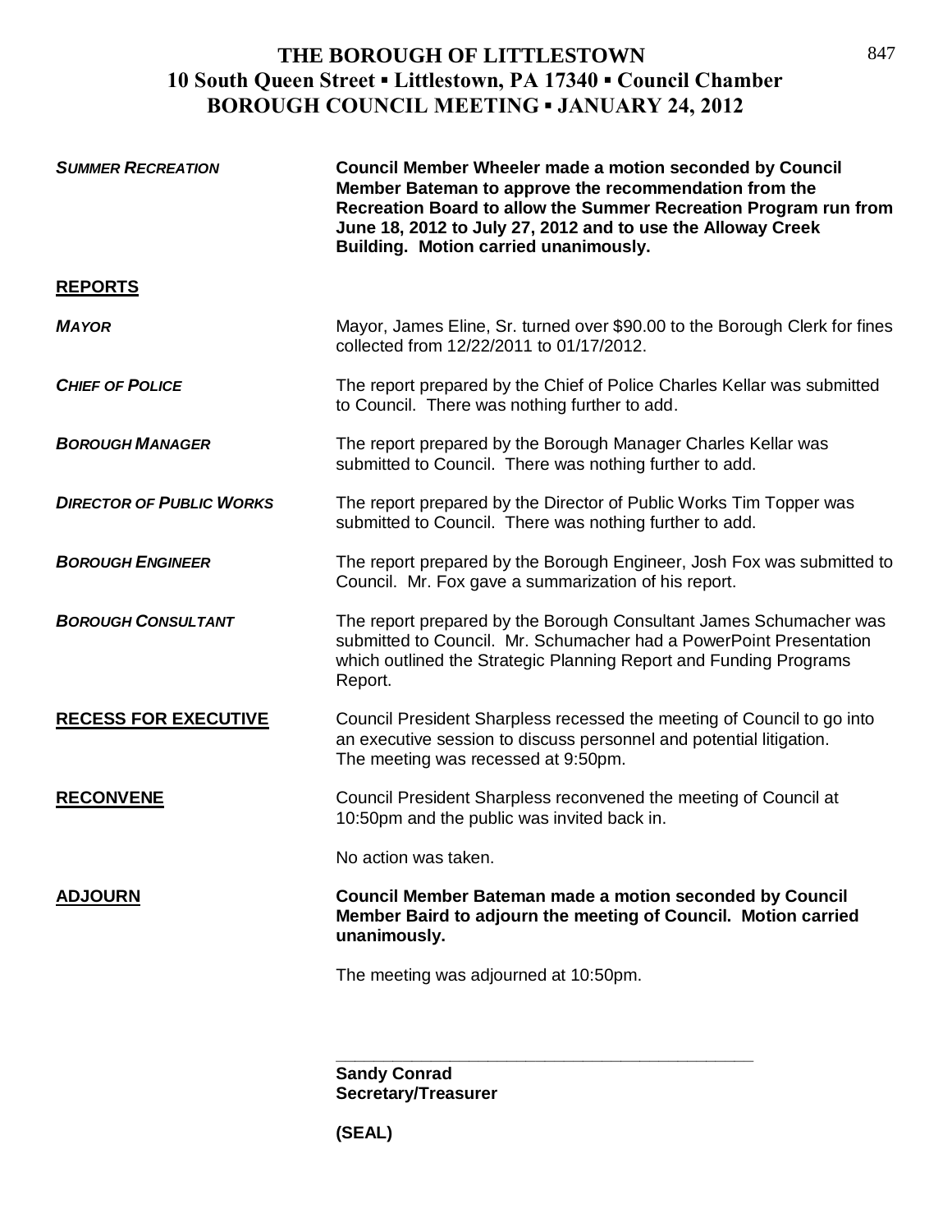# THE BOROUGH OF LITTLESTOWN
## 10 South Queen Street ▪ Littlestown, PA 17340 ▪ Council Chamber
## BOROUGH COUNCIL MEETING ▪ JANUARY 24, 2012

***SUMMER RECREATION*** — **Council Member Wheeler made a motion seconded by Council Member Bateman to approve the recommendation from the Recreation Board to allow the Summer Recreation Program run from June 18, 2012 to July 27, 2012 and to use the Alloway Creek Building. Motion carried unanimously.**

**REPORTS**

***MAYOR*** — Mayor, James Eline, Sr. turned over $90.00 to the Borough Clerk for fines collected from 12/22/2011 to 01/17/2012.

***CHIEF OF POLICE*** — The report prepared by the Chief of Police Charles Kellar was submitted to Council. There was nothing further to add.

***BOROUGH MANAGER*** — The report prepared by the Borough Manager Charles Kellar was submitted to Council. There was nothing further to add.

***DIRECTOR OF PUBLIC WORKS*** — The report prepared by the Director of Public Works Tim Topper was submitted to Council. There was nothing further to add.

***BOROUGH ENGINEER*** — The report prepared by the Borough Engineer, Josh Fox was submitted to Council. Mr. Fox gave a summarization of his report.

***BOROUGH CONSULTANT*** — The report prepared by the Borough Consultant James Schumacher was submitted to Council. Mr. Schumacher had a PowerPoint Presentation which outlined the Strategic Planning Report and Funding Programs Report.

**RECESS FOR EXECUTIVE** — Council President Sharpless recessed the meeting of Council to go into an executive session to discuss personnel and potential litigation. The meeting was recessed at 9:50pm.

**RECONVENE** — Council President Sharpless reconvened the meeting of Council at 10:50pm and the public was invited back in.

No action was taken.

**ADJOURN** — **Council Member Bateman made a motion seconded by Council Member Baird to adjourn the meeting of Council. Motion carried unanimously.**

The meeting was adjourned at 10:50pm.

\_\_\_\_\_\_\_\_\_\_\_\_\_\_\_\_\_\_\_\_\_\_\_\_\_\_\_\_\_\_\_\_\_\_\_\_\_\_\_\_\_\_\_\_\_\_

**Sandy Conrad**
**Secretary/Treasurer**

**(SEAL)**